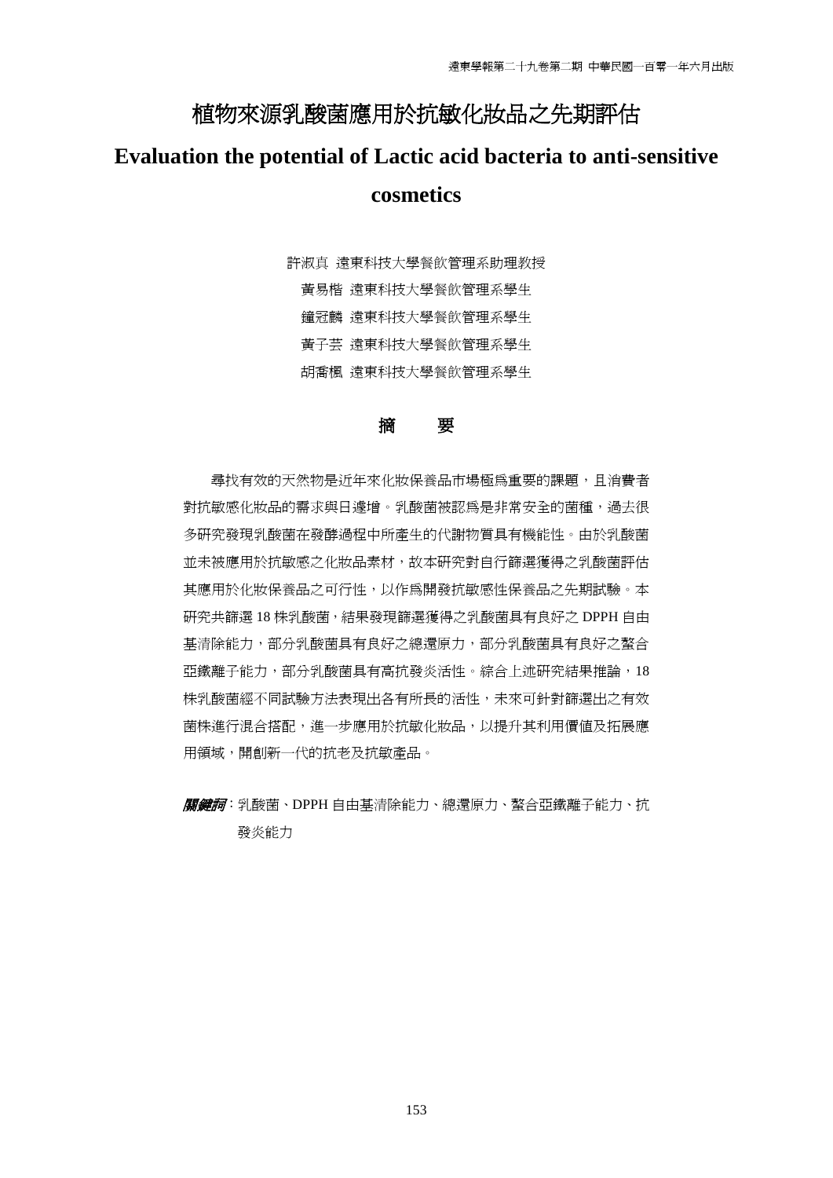# 植物來源乳酸菌應用於抗敏化妝品之先期評估

# Evaluation the potential of Lactic acid bacteria to anti-sensitive cosmetics

許淑真 遠東科技大學餐飲管理系助理教授

黃易楷 遠東科技大學餐飲管理系學生

鐘冠麟 遠東科技大學餐飲管理系學生

黃子芸 遠東科技大學餐飲管理系學生

胡喬楓 遠東科技大學餐飲管理系學生

## 摘 要

尋找有效的天然物是近年來化妝保養品市場極為重要的課題，且消費者對抗敏感化妝品的需求與日遽增。乳酸菌被認為是非常安全的菌種，過去很多研究發現乳酸菌在發酵過程中所產生的代謝物質具有機能性。由於乳酸菌並未被應用於抗敏感之化妝品素材，故本研究對自行篩選獲得之乳酸菌評估其應用於化妝保養品之可行性，以作為開發抗敏感性保養品之先期試驗。本研究共篩選 18 株乳酸菌，結果發現篩選獲得之乳酸菌具有良好之 DPPH 自由基清除能力，部分乳酸菌具有良好之總還原力，部分乳酸菌具有良好之螯合亞鐵離子能力，部分乳酸菌具有高抗發炎活性。綜合上述研究結果推論，18 株乳酸菌經不同試驗方法表現出各有所長的活性，未來可針對篩選出之有效菌株進行混合搭配，進一步應用於抗敏化妝品，以提升其利用價值及拓展應用領域，開創新一代的抗老及抗敏產品。

***關鍵詞***：乳酸菌、DPPH 自由基清除能力、總還原力、螯合亞鐵離子能力、抗發炎能力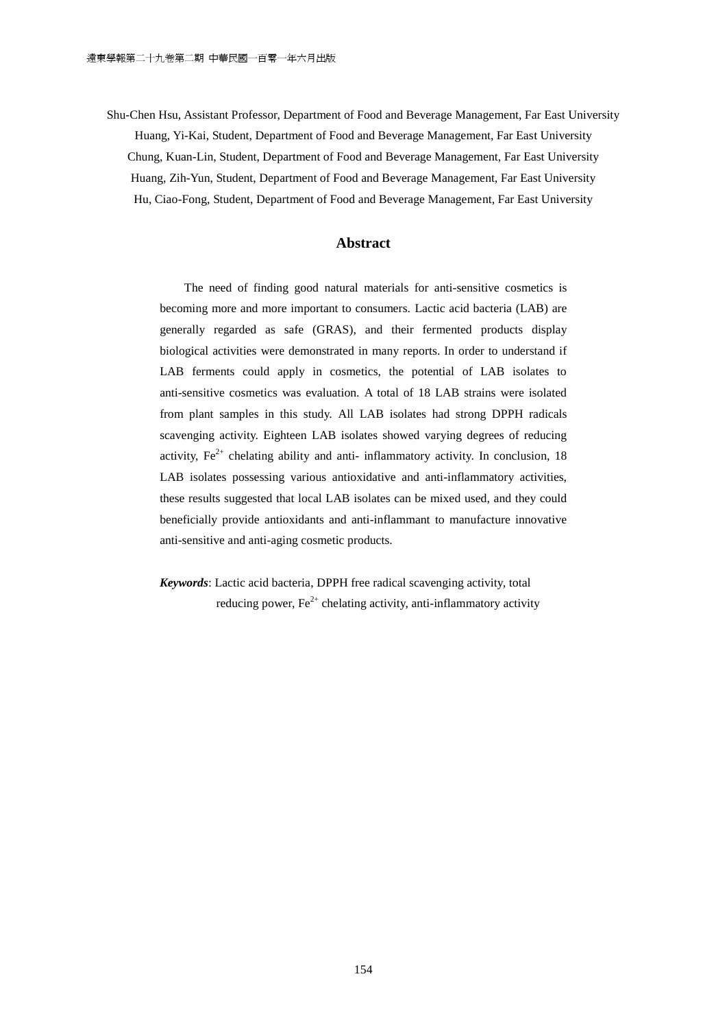Shu-Chen Hsu, Assistant Professor, Department of Food and Beverage Management, Far East University
Huang, Yi-Kai, Student, Department of Food and Beverage Management, Far East University
Chung, Kuan-Lin, Student, Department of Food and Beverage Management, Far East University
Huang, Zih-Yun, Student, Department of Food and Beverage Management, Far East University
Hu, Ciao-Fong, Student, Department of Food and Beverage Management, Far East University

## Abstract

The need of finding good natural materials for anti-sensitive cosmetics is becoming more and more important to consumers. Lactic acid bacteria (LAB) are generally regarded as safe (GRAS), and their fermented products display biological activities were demonstrated in many reports. In order to understand if LAB ferments could apply in cosmetics, the potential of LAB isolates to anti-sensitive cosmetics was evaluation. A total of 18 LAB strains were isolated from plant samples in this study. All LAB isolates had strong DPPH radicals scavenging activity. Eighteen LAB isolates showed varying degrees of reducing activity, $Fe^{2+}$ chelating ability and anti- inflammatory activity. In conclusion, 18 LAB isolates possessing various antioxidative and anti-inflammatory activities, these results suggested that local LAB isolates can be mixed used, and they could beneficially provide antioxidants and anti-inflammant to manufacture innovative anti-sensitive and anti-aging cosmetic products.

***Keywords***: Lactic acid bacteria, DPPH free radical scavenging activity, total reducing power, $Fe^{2+}$ chelating activity, anti-inflammatory activity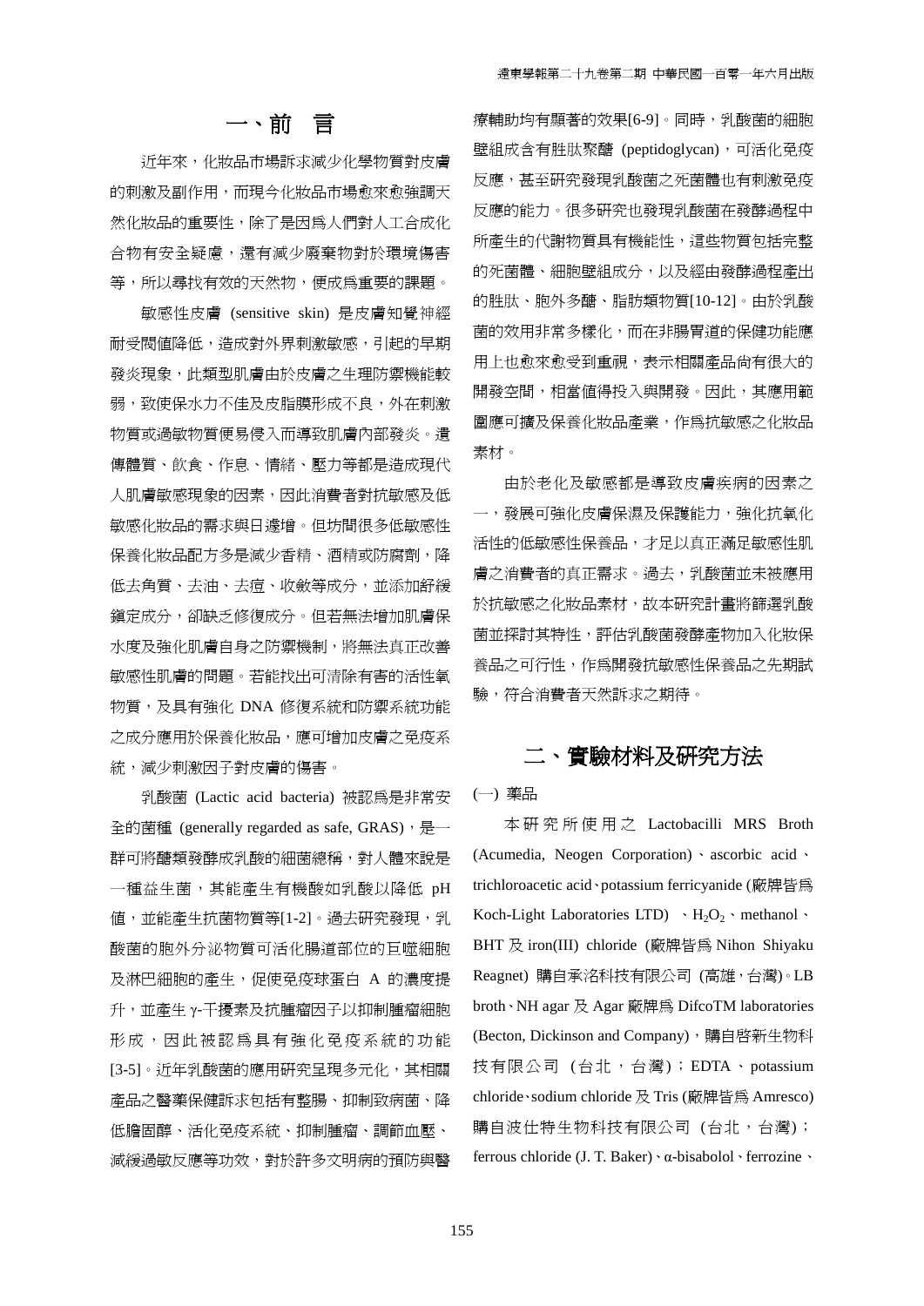# 一、前 言

近年來，化妝品市場訴求減少化學物質對皮膚的刺激及副作用，而現今化妝品市場愈來愈強調天然化妝品的重要性，除了是因爲人們對人工合成化合物有安全疑慮，還有減少廢棄物對於環境傷害等，所以尋找有效的天然物，便成爲重要的課題。

敏感性皮膚 (sensitive skin) 是皮膚知覺神經耐受閾值降低，造成對外界刺激敏感，引起的早期發炎現象，此類型肌膚由於皮膚之生理防禦機能較弱，致使保水力不佳及皮脂膜形成不良，外在刺激物質或過敏物質便易侵入而導致肌膚內部發炎。遺傳體質、飲食、作息、情緒、壓力等都是造成現代人肌膚敏感現象的因素，因此消費者對抗敏感及低敏感化妝品的需求與日遽增。但坊間很多低敏感性保養化妝品配方多是減少香精、酒精或防腐劑，降低去角質、去油、去痘、收斂等成分，並添加舒緩鎮定成分，卻缺乏修復成分。但若無法增加肌膚保水度及強化肌膚自身之防禦機制，將無法真正改善敏感性肌膚的問題。若能找出可清除有害的活性氧物質，及具有強化 DNA 修復系統和防禦系統功能之成分應用於保養化妝品，應可增加皮膚之免疫系統，減少刺激因子對皮膚的傷害。

乳酸菌 (Lactic acid bacteria) 被認爲是非常安全的菌種 (generally regarded as safe, GRAS)，是一群可將醣類發酵成乳酸的細菌總稱，對人體來說是一種益生菌，其能產生有機酸如乳酸以降低 pH 值，並能產生抗菌物質等[1-2]。過去研究發現，乳酸菌的胞外分泌物質可活化腸道部位的巨噬細胞及淋巴細胞的產生，促使免疫球蛋白 A 的濃度提升，並產生 γ-干擾素及抗腫瘤因子以抑制腫瘤細胞形成，因此被認爲具有強化免疫系統的功能[3-5]。近年乳酸菌的應用研究呈現多元化，其相關產品之醫藥保健訴求包括有整腸、抑制致病菌、降低膽固醇、活化免疫系統、抑制腫瘤、調節血壓、減緩過敏反應等功效，對於許多文明病的預防與醫療輔助均有顯著的效果[6-9]。同時，乳酸菌的細胞壁組成含有胜肽聚醣 (peptidoglycan)，可活化免疫反應，甚至研究發現乳酸菌之死菌體也有刺激免疫反應的能力。很多研究也發現乳酸菌在發酵過程中所產生的代謝物質具有機能性，這些物質包括完整的死菌體、細胞壁組成分，以及經由發酵過程產出的胜肽、胞外多醣、脂肪類物質[10-12]。由於乳酸菌的效用非常多樣化，而在非腸胃道的保健功能應用上也愈來愈受到重視，表示相關產品尚有很大的開發空間，相當值得投入與開發。因此，其應用範圍應可擴及保養化妝品產業，作爲抗敏感之化妝品素材。

由於老化及敏感都是導致皮膚疾病的因素之一，發展可強化皮膚保濕及保護能力，強化抗氧化活性的低敏感性保養品，才足以真正滿足敏感性肌膚之消費者的真正需求。過去，乳酸菌並未被應用於抗敏感之化妝品素材，故本研究計畫將篩選乳酸菌並探討其特性，評估乳酸菌發酵產物加入化妝保養品之可行性，作爲開發抗敏感性保養品之先期試驗，符合消費者天然訴求之期待。

# 二、實驗材料及研究方法

(一) 藥品

本研究所使用之 Lactobacilli MRS Broth (Acumedia, Neogen Corporation)、ascorbic acid、trichloroacetic acid、potassium ferricyanide (廠牌皆爲 Koch-Light Laboratories LTD) 、$H_2O_2$、methanol、BHT 及 iron(III) chloride (廠牌皆爲 Nihon Shiyaku Reagnet) 購自承洺科技有限公司 (高雄，台灣)。LB broth、NH agar 及 Agar 廠牌爲 DifcoTM laboratories (Becton, Dickinson and Company)，購自啓新生物科技有限公司 (台北，台灣)；EDTA、potassium chloride、sodium chloride 及 Tris (廠牌皆爲 Amresco) 購自波仕特生物科技有限公司 (台北，台灣)；ferrous chloride (J. T. Baker)、α-bisabolol、ferrozine、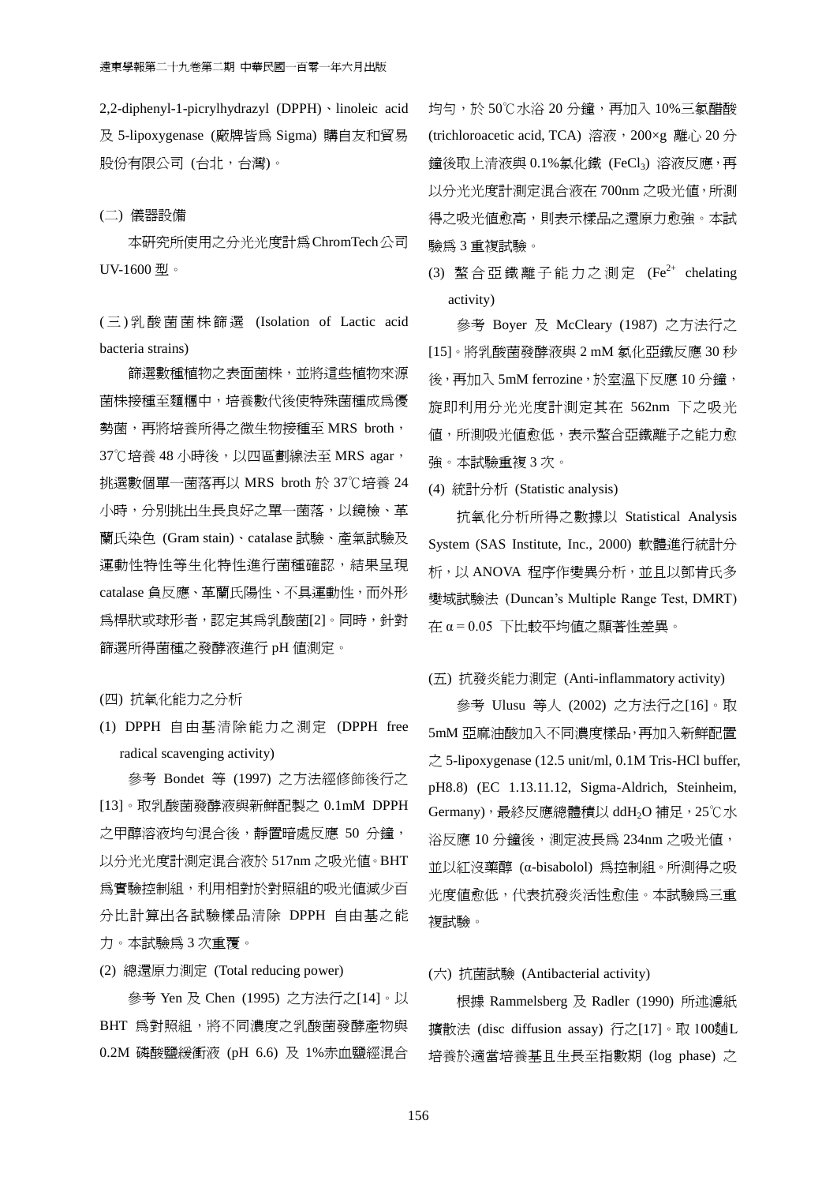2,2-diphenyl-1-picrylhydrazyl (DPPH)、linoleic acid 及 5-lipoxygenase (廠牌皆為 Sigma) 購自友和貿易股份有限公司 (台北，台灣)。

(二) 儀器設備

本研究所使用之分光光度計為ChromTech公司 UV-1600 型。

(三)乳酸菌菌株篩選 (Isolation of Lactic acid bacteria strains)

篩選數種植物之表面菌株，並將這些植物來源菌株接種至麵糰中，培養數代後使特殊菌種成為優勢菌，再將培養所得之微生物接種至 MRS broth，37℃培養 48 小時後，以四區劃線法至 MRS agar，挑選數個單一菌落再以 MRS broth 於 37℃培養 24 小時，分別挑出生長良好之單一菌落，以鏡檢、革蘭氏染色 (Gram stain)、catalase 試驗、產氣試驗及運動性特性等生化特性進行菌種確認，結果呈現 catalase 負反應、革蘭氏陽性、不具運動性，而外形為桿狀或球形者，認定其為乳酸菌[2]。同時，針對篩選所得菌種之發酵液進行 pH 值測定。

(四) 抗氧化能力之分析

(1) DPPH 自由基清除能力之測定 (DPPH free radical scavenging activity)

參考 Bondet 等 (1997) 之方法經修飾後行之[13]。取乳酸菌發酵液與新鮮配製之 0.1mM DPPH 之甲醇溶液均勻混合後，靜置暗處反應 50 分鐘，以分光光度計測定混合液於 517nm 之吸光值。BHT 為實驗控制組，利用相對於對照組的吸光值減少百分比計算出各試驗樣品清除 DPPH 自由基之能力。本試驗為 3 次重覆。

(2) 總還原力測定 (Total reducing power)

參考 Yen 及 Chen (1995) 之方法行之[14]。以 BHT 為對照組，將不同濃度之乳酸菌發酵產物與 0.2M 磷酸鹽緩衝液 (pH 6.6) 及 1%赤血鹽經混合均勻，於 50℃水浴 20 分鐘，再加入 10%三氯醋酸 (trichloroacetic acid, TCA) 溶液，200×g 離心 20 分鐘後取上清液與 0.1%氯化鐵 ($FeCl_3$) 溶液反應，再以分光光度計測定混合液在 700nm 之吸光值，所測得之吸光值愈高，則表示樣品之還原力愈強。本試驗為 3 重複試驗。

(3) 螯合亞鐵離子能力之測定 ($Fe^{2+}$ chelating activity)

參考 Boyer 及 McCleary (1987) 之方法行之[15]。將乳酸菌發酵液與 2 mM 氯化亞鐵反應 30 秒後，再加入 5mM ferrozine，於室溫下反應 10 分鐘，旋即利用分光光度計測定其在 562nm 下之吸光值，所測吸光值愈低，表示螯合亞鐵離子之能力愈強。本試驗重複 3 次。

(4) 統計分析 (Statistic analysis)

抗氧化分析所得之數據以 Statistical Analysis System (SAS Institute, Inc., 2000) 軟體進行統計分析，以 ANOVA 程序作變異分析，並且以鄧肯氏多變域試驗法 (Duncan's Multiple Range Test, DMRT) 在 $\alpha = 0.05$ 下比較平均值之顯著性差異。

(五) 抗發炎能力測定 (Anti-inflammatory activity)

參考 Ulusu 等人 (2002) 之方法行之[16]。取 5mM 亞麻油酸加入不同濃度樣品，再加入新鮮配置之 5-lipoxygenase (12.5 unit/ml, 0.1M Tris-HCl buffer, pH8.8) (EC 1.13.11.12, Sigma-Aldrich, Steinheim, Germany)，最終反應總體積以 dd$H_2O$ 補足，25℃水浴反應 10 分鐘後，測定波長為 234nm 之吸光值，並以紅沒藥醇 (α-bisabolol) 為控制組。所測得之吸光度值愈低，代表抗發炎活性愈佳。本試驗為三重複試驗。

(六) 抗菌試驗 (Antibacterial activity)

根據 Rammelsberg 及 Radler (1990) 所述濾紙擴散法 (disc diffusion assay) 行之[17]。取 100μL 培養於適當培養基且生長至指數期 (log phase) 之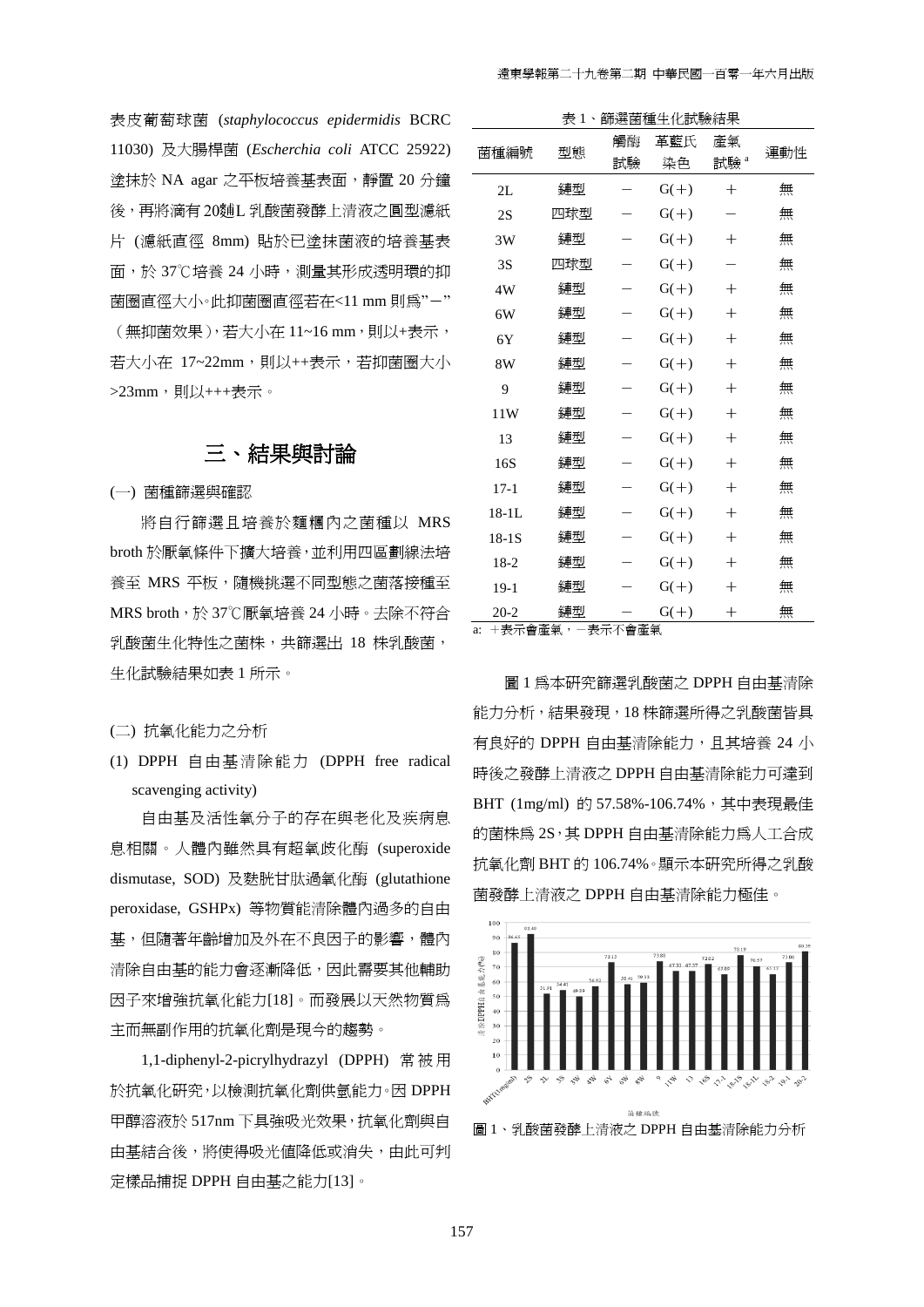表皮葡萄球菌 (*staphylococcus epidermidis* BCRC 11030) 及大腸桿菌 (*Escherchia coli* ATCC 25922) 塗抹於 NA agar 之平板培養基表面，靜置 20 分鐘後，再將滴有 20μL 乳酸菌發酵上清液之圓型濾紙片 (濾紙直徑 8mm) 貼於已塗抹菌液的培養基表面，於 37℃培養 24 小時，測量其形成透明環的抑菌圈直徑大小。此抑菌圈直徑若在<11 mm 則為"－"（無抑菌效果），若大小在 11~16 mm，則以+表示，若大小在 17~22mm，則以++表示，若抑菌圈大小>23mm，則以+++表示。

## 三、結果與討論

(一) 菌種篩選與確認

將自行篩選且培養於麵糰內之菌種以 MRS broth 於厭氧條件下擴大培養，並利用四區劃線法培養至 MRS 平板，隨機挑選不同型態之菌落接種至 MRS broth，於 37℃厭氧培養 24 小時。去除不符合乳酸菌生化特性之菌株，共篩選出 18 株乳酸菌，生化試驗結果如表 1 所示。

(二) 抗氧化能力之分析

(1) DPPH 自由基清除能力 (DPPH free radical scavenging activity)

自由基及活性氧分子的存在與老化及疾病息息相關。人體內雖然具有超氧歧化酶 (superoxide dismutase, SOD) 及麩胱甘肽過氧化酶 (glutathione peroxidase, GSHPx) 等物質能清除體內過多的自由基，但隨著年齡增加及外在不良因子的影響，體內清除自由基的能力會逐漸降低，因此需要其他輔助因子來增強抗氧化能力[18]。而發展以天然物質為主而無副作用的抗氧化劑是現今的趨勢。

1,1-diphenyl-2-picrylhydrazyl (DPPH) 常被用於抗氧化研究，以檢測抗氧化劑供氫能力。因 DPPH 甲醇溶液於 517nm 下具強吸光效果，抗氧化劑與自由基結合後，將使得吸光值降低或消失，由此可判定樣品捕捉 DPPH 自由基之能力[13]。

表 1、篩選菌種生化試驗結果

| 菌種編號 | 型態 | 觸酶試驗 | 革蘭氏染色 | 產氣試驗 [a] | 運動性 |
|---|---|---|---|---|---|
| 2L | 鏈型 | － | G(+) | ＋ | 無 |
| 2S | 四球型 | － | G(+) | － | 無 |
| 3W | 鏈型 | － | G(+) | ＋ | 無 |
| 3S | 四球型 | － | G(+) | － | 無 |
| 4W | 鏈型 | － | G(+) | ＋ | 無 |
| 6W | 鏈型 | － | G(+) | ＋ | 無 |
| 6Y | 鏈型 | － | G(+) | ＋ | 無 |
| 8W | 鏈型 | － | G(+) | ＋ | 無 |
| 9 | 鏈型 | － | G(+) | ＋ | 無 |
| 11W | 鏈型 | － | G(+) | ＋ | 無 |
| 13 | 鏈型 | － | G(+) | ＋ | 無 |
| 16S | 鏈型 | － | G(+) | ＋ | 無 |
| 17-1 | 鏈型 | － | G(+) | ＋ | 無 |
| 18-1L | 鏈型 | － | G(+) | ＋ | 無 |
| 18-1S | 鏈型 | － | G(+) | ＋ | 無 |
| 18-2 | 鏈型 | － | G(+) | ＋ | 無 |
| 19-1 | 鏈型 | － | G(+) | ＋ | 無 |
| 20-2 | 鏈型 | － | G(+) | ＋ | 無 |

a: ＋表示會產氣，－表示不會產氣

圖 1 為本研究篩選乳酸菌之 DPPH 自由基清除能力分析，結果發現，18 株篩選所得之乳酸菌皆具有良好的 DPPH 自由基清除能力，且其培養 24 小時後之發酵上清液之 DPPH 自由基清除能力可達到 BHT (1mg/ml) 的 57.58%-106.74%，其中表現最佳的菌株為 2S，其 DPPH 自由基清除能力為人工合成抗氧化劑 BHT 的 106.74%。顯示本研究所得之乳酸菌發酵上清液之 DPPH 自由基清除能力極佳。

圖 1、乳酸菌發酵上清液之 DPPH 自由基清除能力分析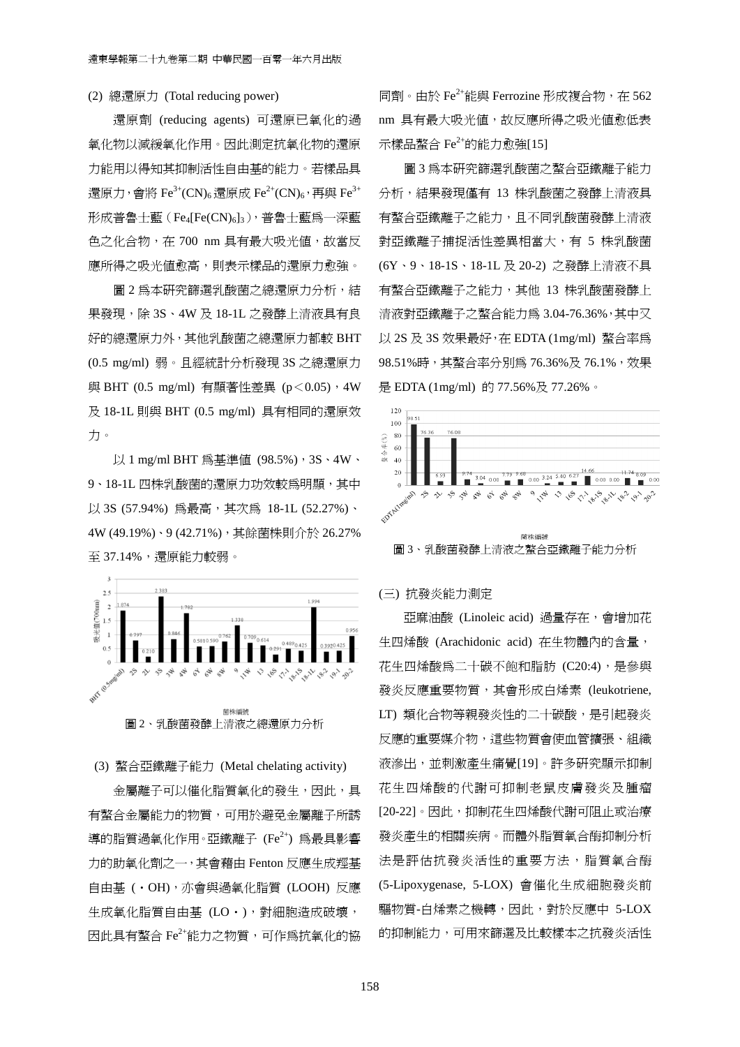(2) 總還原力 (Total reducing power)

還原劑 (reducing agents) 可還原已氧化的過氧化物以減緩氧化作用。因此測定抗氧化物的還原力能用以得知其抑制活性自由基的能力。若樣品具還原力，會將 $Fe^{3+}(CN)_6$ 還原成 $Fe^{2+}(CN)_6$，再與 $Fe^{3+}$ 形成普魯士藍（$Fe_4[Fe(CN)_6]_3$），普魯士藍爲一深藍色之化合物，在 700 nm 具有最大吸光值，故當反應所得之吸光值愈高，則表示樣品的還原力愈強。

圖 2 爲本研究篩選乳酸菌之總還原力分析，結果發現，除 3S、4W 及 18-1L 之發酵上清液具有良好的總還原力外，其他乳酸菌之總還原力都較 BHT (0.5 mg/ml) 弱。且經統計分析發現 3S 之總還原力與 BHT (0.5 mg/ml) 有顯著性差異 ($p<0.05$)，4W 及 18-1L 則與 BHT (0.5 mg/ml) 具有相同的還原效力。

以 1 mg/ml BHT 爲基準值 (98.5%)，3S、4W、9、18-1L 四株乳酸菌的還原力功效較爲明顯，其中以 3S (57.94%) 爲最高，其次爲 18-1L (52.27%)、4W (49.19%)、9 (42.71%)，其餘菌株則介於 26.27% 至 37.14%，還原能力較弱。

圖 2、乳酸菌發酵上清液之總還原力分析

(3) 螯合亞鐵離子能力 (Metal chelating activity)

金屬離子可以催化脂質氧化的發生，因此，具有螯合金屬能力的物質，可用於避免金屬離子所誘導的脂質過氧化作用。亞鐵離子 ($Fe^{2+}$) 爲最具影響力的助氧化劑之一，其會藉由 Fenton 反應生成羥基自由基 (・OH)，亦會與過氧化脂質 (LOOH) 反應生成氧化脂質自由基 (LO・)，對細胞造成破壞，因此具有螯合 $Fe^{2+}$ 能力之物質，可作爲抗氧化的協同劑。由於 $Fe^{2+}$ 能與 Ferrozine 形成複合物，在 562 nm 具有最大吸光值，故反應所得之吸光值愈低表示樣品螯合 $Fe^{2+}$ 的能力愈強[15]

圖 3 爲本研究篩選乳酸菌之螯合亞鐵離子能力分析，結果發現僅有 13 株乳酸菌之發酵上清液具有螯合亞鐵離子之能力，且不同乳酸菌發酵上清液對亞鐵離子捕捉活性差異相當大，有 5 株乳酸菌 (6Y、9、18-1S、18-1L 及 20-2) 之發酵上清液不具有螯合亞鐵離子之能力，其他 13 株乳酸菌發酵上清液對亞鐵離子之螯合能力爲 3.04-76.36%，其中又以 2S 及 3S 效果最好，在 EDTA (1mg/ml) 螯合率爲 98.51%時，其螯合率分別爲 76.36%及 76.1%，效果是 EDTA (1mg/ml) 的 77.56%及 77.26%。

圖 3、乳酸菌發酵上清液之螯合亞鐵離子能力分析

(三) 抗發炎能力測定

亞麻油酸 (Linoleic acid) 過量存在，會增加花生四烯酸 (Arachidonic acid) 在生物體內的含量，花生四烯酸爲二十碳不飽和脂肪 (C20:4)，是參與發炎反應重要物質，其會形成白烯素 (leukotriene, LT) 類化合物等親發炎性的二十碳酸，是引起發炎反應的重要媒介物，這些物質會使血管擴張、組織液滲出，並刺激產生痛覺[19]。許多研究顯示抑制花生四烯酸的代謝可抑制老鼠皮膚發炎及腫瘤[20-22]。因此，抑制花生四烯酸代謝可阻止或治療發炎產生的相關疾病。而體外脂質氧合酶抑制分析法是評估抗發炎活性的重要方法，脂質氧合酶 (5-Lipoxygenase, 5-LOX) 會催化生成細胞發炎前驅物質-白烯素之機轉，因此，對於反應中 5-LOX 的抑制能力，可用來篩選及比較樣本之抗發炎活性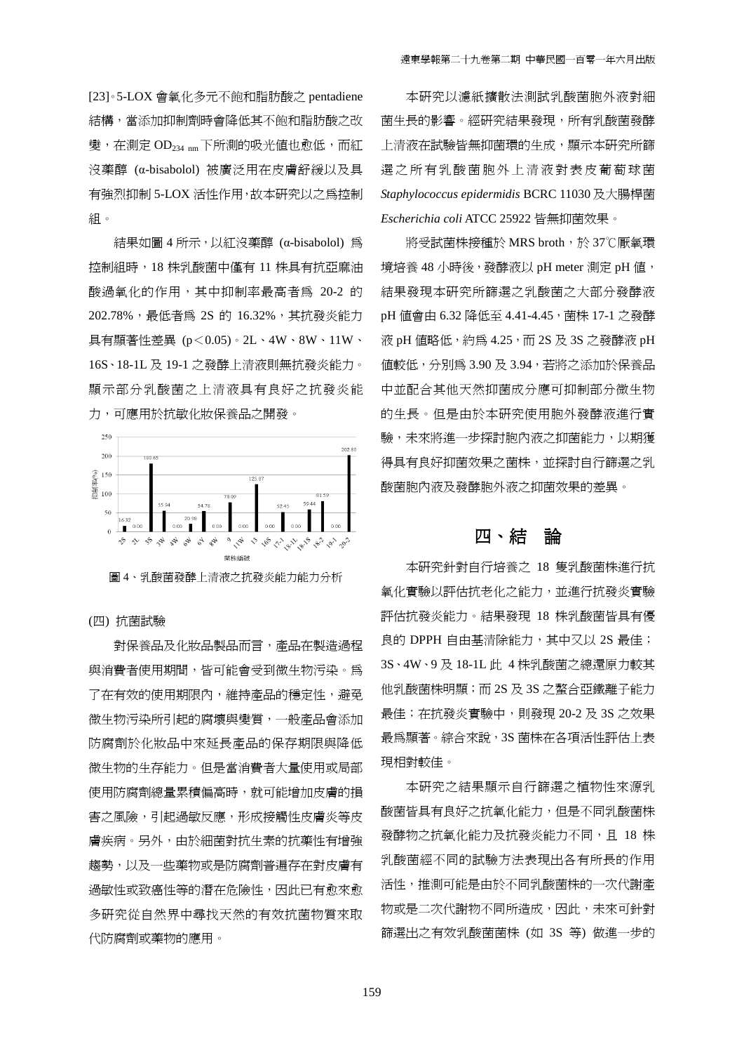[23]。5-LOX 會氧化多元不飽和脂肪酸之 pentadiene 結構，當添加抑制劑時會降低其不飽和脂肪酸之改變，在測定 $OD_{234\ nm}$ 下所測的吸光值也愈低，而紅沒藥醇 (α-bisabolol) 被廣泛用在皮膚舒緩以及具有強烈抑制 5-LOX 活性作用，故本研究以之爲控制組。

結果如圖 4 所示，以紅沒藥醇 (α-bisabolol) 爲控制組時，18 株乳酸菌中僅有 11 株具有抗亞麻油酸過氧化的作用，其中抑制率最高者爲 20-2 的 202.78%，最低者爲 2S 的 16.32%，其抗發炎能力具有顯著性差異 ($p<0.05$)。2L、4W、8W、11W、16S、18-1L 及 19-1 之發酵上清液則無抗發炎能力。顯示部分乳酸菌之上清液具有良好之抗發炎能力，可應用於抗敏化妝保養品之開發。

圖 4、乳酸菌發酵上清液之抗發炎能力能力分析

(四) 抗菌試驗

對保養品及化妝品製品而言，產品在製造過程與消費者使用期間，皆可能會受到微生物污染。爲了在有效的使用期限內，維持產品的穩定性，避免微生物污染所引起的腐壞與變質，一般產品會添加防腐劑於化妝品中來延長產品的保存期限與降低微生物的生存能力。但是當消費者大量使用或局部使用防腐劑總量累積偏高時，就可能增加皮膚的損害之風險，引起過敏反應，形成接觸性皮膚炎等皮膚疾病。另外，由於細菌對抗生素的抗藥性有增強趨勢，以及一些藥物或是防腐劑普遍存在對皮膚有過敏性或致癌性等的潛在危險性，因此已有愈來愈多研究從自然界中尋找天然的有效抗菌物質來取代防腐劑或藥物的應用。

本研究以濾紙擴散法測試乳酸菌胞外液對細菌生長的影響。經研究結果發現，所有乳酸菌發酵上清液在試驗皆無抑菌環的生成，顯示本研究所篩選之所有乳酸菌胞外上清液對表皮葡萄球菌 *Staphylococcus epidermidis* BCRC 11030 及大腸桿菌 *Escherichia coli* ATCC 25922 皆無抑菌效果。

將受試菌株接種於 MRS broth，於 37℃厭氧環境培養 48 小時後，發酵液以 pH meter 測定 pH 值，結果發現本研究所篩選之乳酸菌之大部分發酵液 pH 值會由 6.32 降低至 4.41-4.45，菌株 17-1 之發酵液 pH 值略低，約爲 4.25，而 2S 及 3S 之發酵液 pH 值較低，分別爲 3.90 及 3.94，若將之添加於保養品中並配合其他天然抑菌成分應可抑制部分微生物的生長。但是由於本研究使用胞外發酵液進行實驗，未來將進一步探討胞內液之抑菌能力，以期獲得具有良好抑菌效果之菌株，並探討自行篩選之乳酸菌胞內液及發酵胞外液之抑菌效果的差異。

## 四、結　論

本研究針對自行培養之 18 隻乳酸菌株進行抗氧化實驗以評估抗老化之能力，並進行抗發炎實驗評估抗發炎能力。結果發現 18 株乳酸菌皆具有優良的 DPPH 自由基清除能力，其中又以 2S 最佳；3S、4W、9 及 18-1L 此 4 株乳酸菌之總還原力較其他乳酸菌株明顯；而 2S 及 3S 之螯合亞鐵離子能力最佳；在抗發炎實驗中，則發現 20-2 及 3S 之效果最爲顯著。綜合來說，3S 菌株在各項活性評估上表現相對較佳。

本研究之結果顯示自行篩選之植物性來源乳酸菌皆具有良好之抗氧化能力，但是不同乳酸菌株發酵物之抗氧化能力及抗發炎能力不同，且 18 株乳酸菌經不同的試驗方法表現出各有所長的作用活性，推測可能是由於不同乳酸菌株的一次代謝產物或是二次代謝物不同所造成，因此，未來可針對篩選出之有效乳酸菌菌株 (如 3S 等) 做進一步的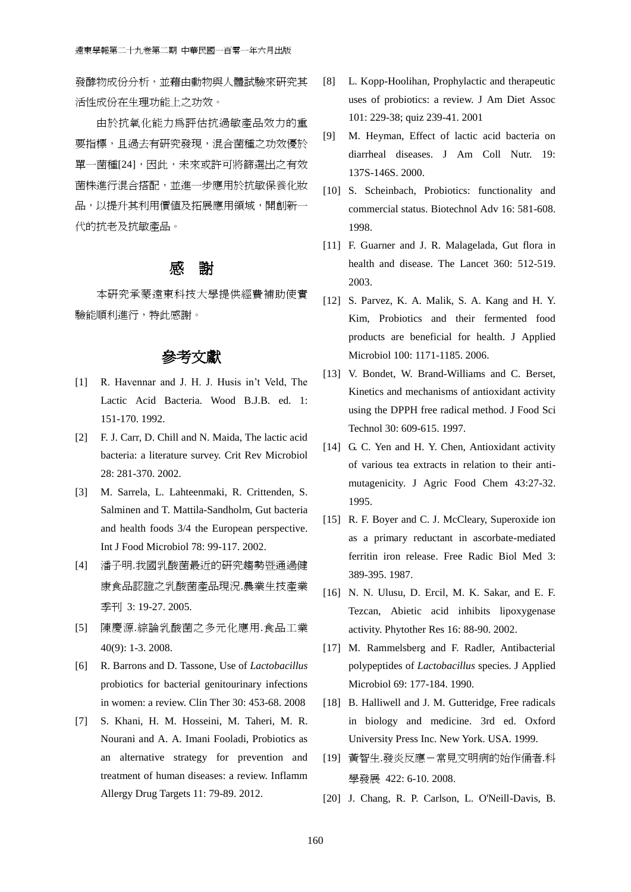發酵物成份分析，並藉由動物與人體試驗來研究其活性成份在生理功能上之功效。

由於抗氧化能力為評估抗過敏產品效力的重要指標，且過去有研究發現，混合菌種之功效優於單一菌種[24]，因此，未來或許可將篩選出之有效菌株進行混合搭配，並進一步應用於抗敏保養化妝品，以提升其利用價值及拓展應用領域，開創新一代的抗老及抗敏產品。

## 感　謝

本研究承蒙遠東科技大學提供經費補助使實驗能順利進行，特此感謝。

## 參考文獻

[1] R. Havennar and J. H. J. Husis in't Veld, The Lactic Acid Bacteria. Wood B.J.B. ed. 1: 151-170. 1992.

[2] F. J. Carr, D. Chill and N. Maida, The lactic acid bacteria: a literature survey. Crit Rev Microbiol 28: 281-370. 2002.

[3] M. Sarrela, L. Lahteenmaki, R. Crittenden, S. Salminen and T. Mattila-Sandholm, Gut bacteria and health foods 3/4 the European perspective. Int J Food Microbiol 78: 99-117. 2002.

[4] 潘子明.我國乳酸菌最近的研究趨勢暨通過健康食品認證之乳酸菌產品現況.農業生技產業季刊 3: 19-27. 2005.

[5] 陳慶源.綜論乳酸菌之多元化應用.食品工業 40(9): 1-3. 2008.

[6] R. Barrons and D. Tassone, Use of *Lactobacillus* probiotics for bacterial genitourinary infections in women: a review. Clin Ther 30: 453-68. 2008

[7] S. Khani, H. M. Hosseini, M. Taheri, M. R. Nourani and A. A. Imani Fooladi, Probiotics as an alternative strategy for prevention and treatment of human diseases: a review. Inflamm Allergy Drug Targets 11: 79-89. 2012.

[8] L. Kopp-Hoolihan, Prophylactic and therapeutic uses of probiotics: a review. J Am Diet Assoc 101: 229-38; quiz 239-41. 2001

[9] M. Heyman, Effect of lactic acid bacteria on diarrheal diseases. J Am Coll Nutr. 19: 137S-146S. 2000.

[10] S. Scheinbach, Probiotics: functionality and commercial status. Biotechnol Adv 16: 581-608. 1998.

[11] F. Guarner and J. R. Malagelada, Gut flora in health and disease. The Lancet 360: 512-519. 2003.

[12] S. Parvez, K. A. Malik, S. A. Kang and H. Y. Kim, Probiotics and their fermented food products are beneficial for health. J Applied Microbiol 100: 1171-1185. 2006.

[13] V. Bondet, W. Brand-Williams and C. Berset, Kinetics and mechanisms of antioxidant activity using the DPPH free radical method. J Food Sci Technol 30: 609-615. 1997.

[14] G. C. Yen and H. Y. Chen, Antioxidant activity of various tea extracts in relation to their anti-mutagenicity. J Agric Food Chem 43:27-32. 1995.

[15] R. F. Boyer and C. J. McCleary, Superoxide ion as a primary reductant in ascorbate-mediated ferritin iron release. Free Radic Biol Med 3: 389-395. 1987.

[16] N. N. Ulusu, D. Ercil, M. K. Sakar, and E. F. Tezcan, Abietic acid inhibits lipoxygenase activity. Phytother Res 16: 88-90. 2002.

[17] M. Rammelsberg and F. Radler, Antibacterial polypeptides of *Lactobacillus* species. J Applied Microbiol 69: 177-184. 1990.

[18] B. Halliwell and J. M. Gutteridge, Free radicals in biology and medicine. 3rd ed. Oxford University Press Inc. New York. USA. 1999.

[19] 黃智生.發炎反應－常見文明病的始作俑者.科學發展 422: 6-10. 2008.

[20] J. Chang, R. P. Carlson, L. O'Neill-Davis, B.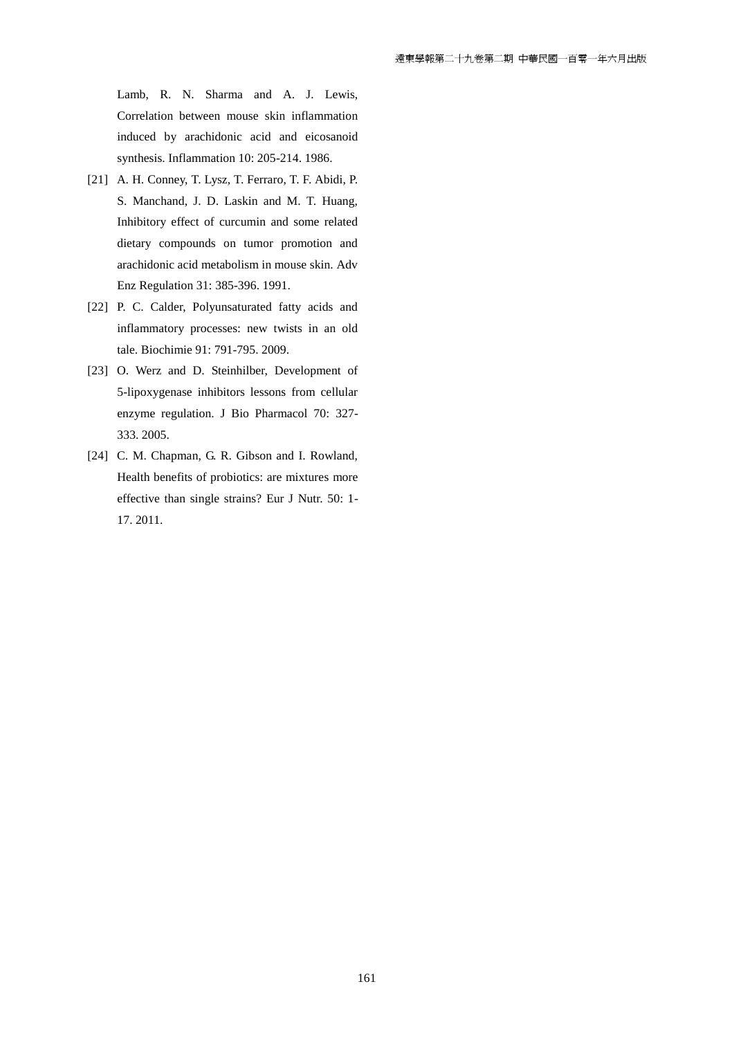Lamb, R. N. Sharma and A. J. Lewis, Correlation between mouse skin inflammation induced by arachidonic acid and eicosanoid synthesis. Inflammation 10: 205-214. 1986.

[21] A. H. Conney, T. Lysz, T. Ferraro, T. F. Abidi, P. S. Manchand, J. D. Laskin and M. T. Huang, Inhibitory effect of curcumin and some related dietary compounds on tumor promotion and arachidonic acid metabolism in mouse skin. Adv Enz Regulation 31: 385-396. 1991.

[22] P. C. Calder, Polyunsaturated fatty acids and inflammatory processes: new twists in an old tale. Biochimie 91: 791-795. 2009.

[23] O. Werz and D. Steinhilber, Development of 5-lipoxygenase inhibitors lessons from cellular enzyme regulation. J Bio Pharmacol 70: 327-333. 2005.

[24] C. M. Chapman, G. R. Gibson and I. Rowland, Health benefits of probiotics: are mixtures more effective than single strains? Eur J Nutr. 50: 1-17. 2011.